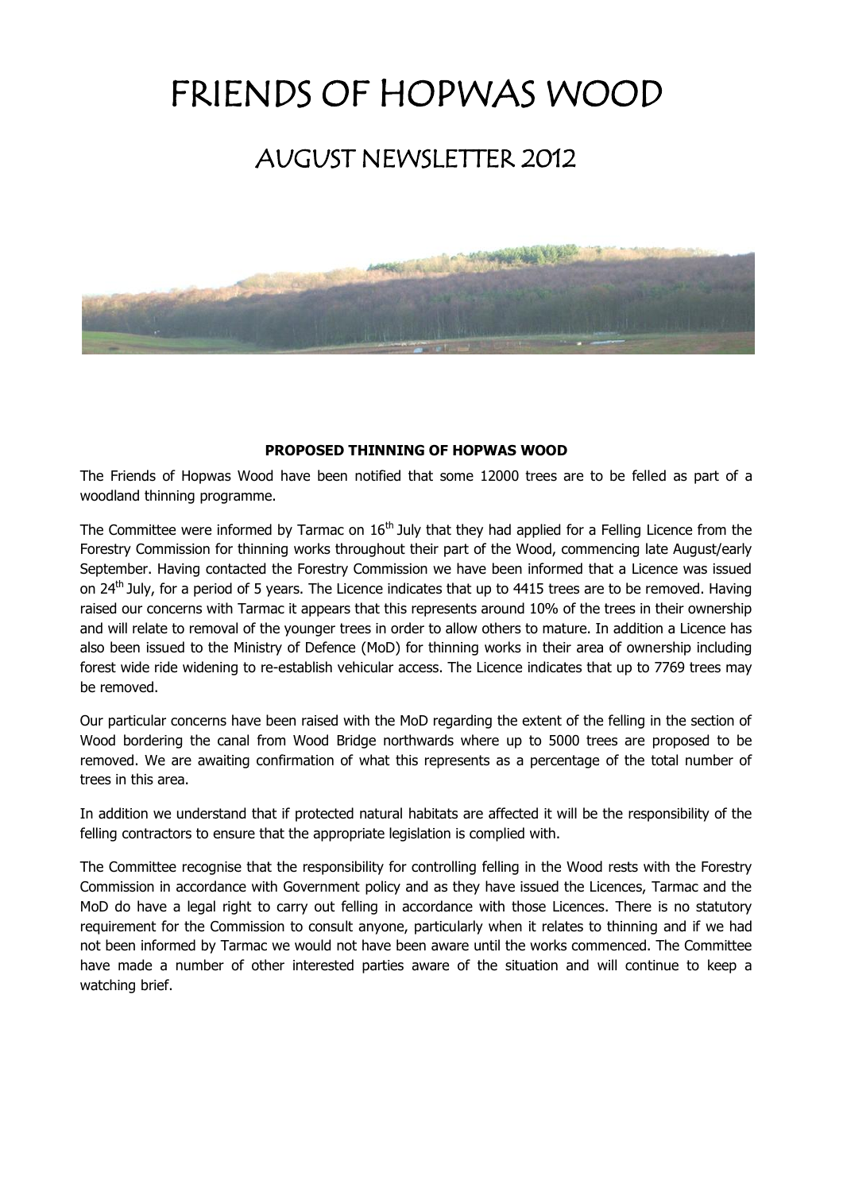# FRIENDS OF HOPWAS WOOD

## AUGUST NEWSLETTER 2012

**PROPOSED THINNING OF HOPWAS WOOD**

The Friends of Hopwas Wood have been notified that some 12000 trees are to be felled as part of a woodland thinning programme.

The Committee were informed by Tarmac on 16th July that they had applied for a Felling Licence from the Forestry Commission for thinning works throughout their part of the Wood, commencing late August/early September. Having contacted the Forestry Commission we have been informed that a Licence was issued on 24th July, for a period of 5 years. The Licence indicates that up to 4415 trees are to be removed. Having raised our concerns with Tarmac it appears that this represents around 10% of the trees in their ownership and will relate to removal of the younger trees in order to allow others to mature. In addition a Licence has also been issued to the Ministry of Defence (MoD) for thinning works in their area of ownership including forest wide ride widening to re-establish vehicular access. The Licence indicates that up to 7769 trees may be removed.

Our particular concerns have been raised with the MoD regarding the extent of the felling in the section of Wood bordering the canal from Wood Bridge northwards where up to 5000 trees are proposed to be removed. We are awaiting confirmation of what this represents as a percentage of the total number of trees in this area.

In addition we understand that if protected natural habitats are affected it will be the responsibility of the felling contractors to ensure that the appropriate legislation is complied with.

The Committee recognise that the responsibility for controlling felling in the Wood rests with the Forestry Commission in accordance with Government policy and as they have issued the Licences, Tarmac and the MoD do have a legal right to carry out felling in accordance with those Licences. There is no statutory requirement for the Commission to consult anyone, particularly when it relates to thinning and if we had not been informed by Tarmac we would not have been aware until the works commenced. The Committee have made a number of other interested parties aware of the situation and will continue to keep a watching brief.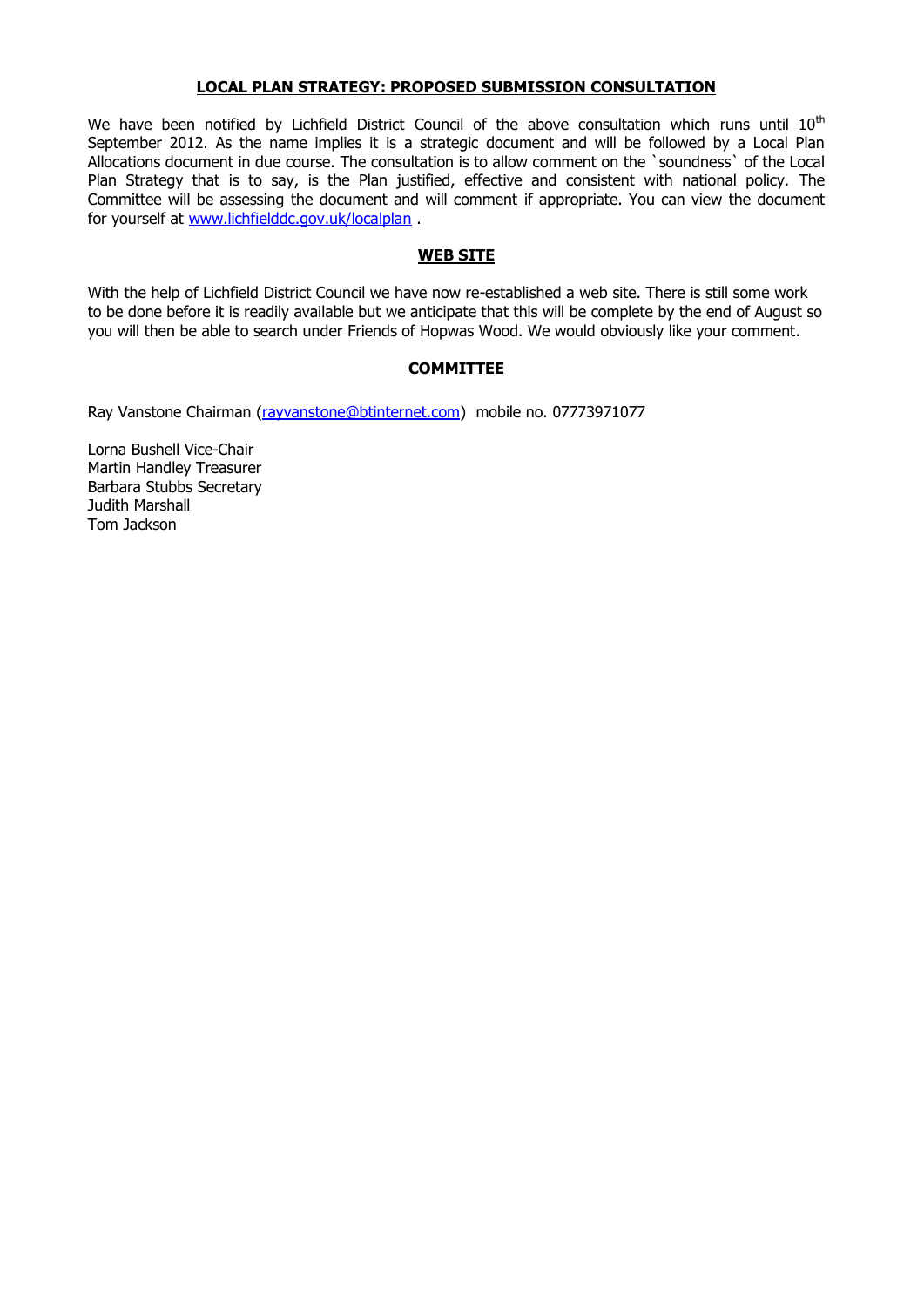## LOCAL PLAN STRATEGY: PROPOSED SUBMISSION CONSULTATION

We have been notified by Lichfield District Council of the above consultation which runs until 10th September 2012. As the name implies it is a strategic document and will be followed by a Local Plan Allocations document in due course. The consultation is to allow comment on the `soundness` of the Local Plan Strategy that is to say, is the Plan justified, effective and consistent with national policy. The Committee will be assessing the document and will comment if appropriate. You can view the document for yourself at [www.lichfielddc.gov.uk/localplan](http://www.lichfielddc.gov.uk/localplan) .

## WEB SITE

With the help of Lichfield District Council we have now re-established a web site. There is still some work to be done before it is readily available but we anticipate that this will be complete by the end of August so you will then be able to search under Friends of Hopwas Wood. We would obviously like your comment.

## COMMITTEE

Ray Vanstone Chairman ([rayvanstone@btinternet.com](mailto:rayvanstone@btinternet.com)) mobile no. 07773971077

Lorna Bushell Vice-Chair
Martin Handley Treasurer
Barbara Stubbs Secretary
Judith Marshall
Tom Jackson